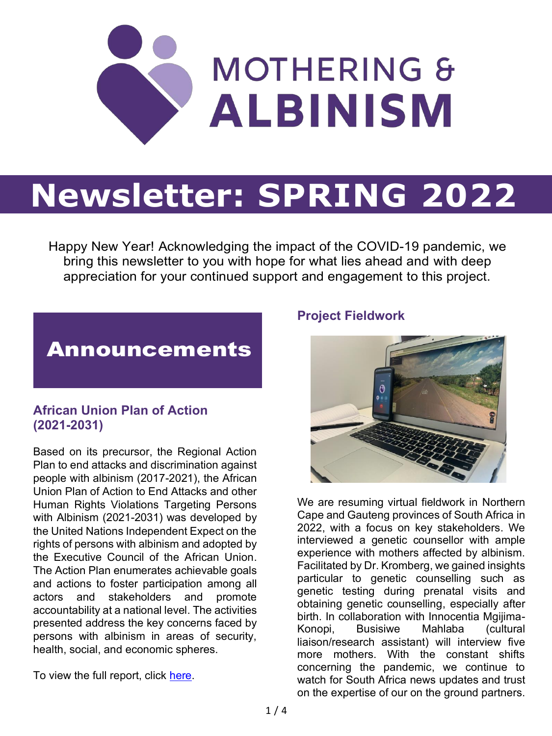# MOTHERING & ALBINISM

# Newsletter: SPRING 2022

Happy New Year! Acknowledging the impact of the COVID-19 pandemic, we bring this newsletter to you with hope for what lies ahead and with deep appreciation for your continued support and engagement to this project.

## Announcements

### African Union Plan of Action (2021-2031)

Based on its precursor, the Regional Action Plan to end attacks and discrimination against people with albinism (2017-2021), the African Union Plan of Action to End Attacks and other Human Rights Violations Targeting Persons with Albinism (2021-2031) was developed by the United Nations Independent Expect on the rights of persons with albinism and adopted by the Executive Council of the African Union. The Action Plan enumerates achievable goals and actions to foster participation among all actors and stakeholders and promote accountability at a national level. The activities presented address the key concerns faced by persons with albinism in areas of security, health, social, and economic spheres.

To view the full report, click here.

### Project Fieldwork

We are resuming virtual fieldwork in Northern Cape and Gauteng provinces of South Africa in 2022, with a focus on key stakeholders. We interviewed a genetic counsellor with ample experience with mothers affected by albinism. Facilitated by Dr. Kromberg, we gained insights particular to genetic counselling such as genetic testing during prenatal visits and obtaining genetic counselling, especially after birth. In collaboration with Innocentia Mgijima-Konopi, Busisiwe Mahlaba (cultural liaison/research assistant) will interview five more mothers. With the constant shifts concerning the pandemic, we continue to watch for South Africa news updates and trust on the expertise of our on the ground partners.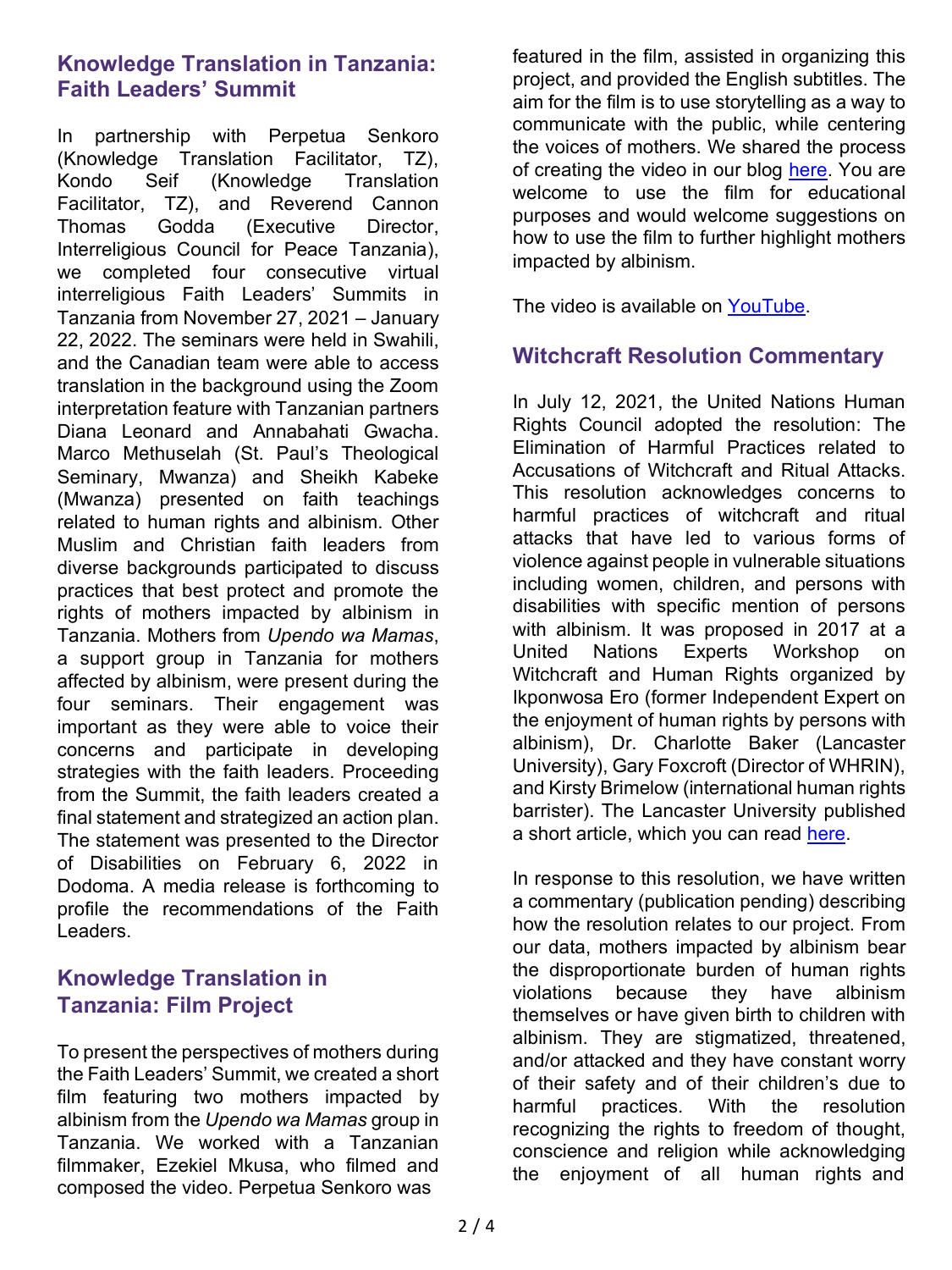## Knowledge Translation in Tanzania: Faith Leaders' Summit

In partnership with Perpetua Senkoro (Knowledge Translation Facilitator, TZ), Kondo Seif (Knowledge Translation Facilitator, TZ), and Reverend Cannon Thomas Godda (Executive Director, Interreligious Council for Peace Tanzania), we completed four consecutive virtual interreligious Faith Leaders' Summits in Tanzania from November 27, 2021 – January 22, 2022. The seminars were held in Swahili, and the Canadian team were able to access translation in the background using the Zoom interpretation feature with Tanzanian partners Diana Leonard and Annabahati Gwacha. Marco Methuselah (St. Paul's Theological Seminary, Mwanza) and Sheikh Kabeke (Mwanza) presented on faith teachings related to human rights and albinism. Other Muslim and Christian faith leaders from diverse backgrounds participated to discuss practices that best protect and promote the rights of mothers impacted by albinism in Tanzania. Mothers from *Upendo wa Mamas*, a support group in Tanzania for mothers affected by albinism, were present during the four seminars. Their engagement was important as they were able to voice their concerns and participate in developing strategies with the faith leaders. Proceeding from the Summit, the faith leaders created a final statement and strategized an action plan. The statement was presented to the Director of Disabilities on February 6, 2022 in Dodoma. A media release is forthcoming to profile the recommendations of the Faith Leaders.

## Knowledge Translation in Tanzania: Film Project

To present the perspectives of mothers during the Faith Leaders' Summit, we created a short film featuring two mothers impacted by albinism from the *Upendo wa Mamas* group in Tanzania. We worked with a Tanzanian filmmaker, Ezekiel Mkusa, who filmed and composed the video. Perpetua Senkoro was featured in the film, assisted in organizing this project, and provided the English subtitles. The aim for the film is to use storytelling as a way to communicate with the public, while centering the voices of mothers. We shared the process of creating the video in our blog here. You are welcome to use the film for educational purposes and would welcome suggestions on how to use the film to further highlight mothers impacted by albinism.

The video is available on YouTube.

## Witchcraft Resolution Commentary

In July 12, 2021, the United Nations Human Rights Council adopted the resolution: The Elimination of Harmful Practices related to Accusations of Witchcraft and Ritual Attacks. This resolution acknowledges concerns to harmful practices of witchcraft and ritual attacks that have led to various forms of violence against people in vulnerable situations including women, children, and persons with disabilities with specific mention of persons with albinism. It was proposed in 2017 at a United Nations Experts Workshop on Witchcraft and Human Rights organized by Ikponwosa Ero (former Independent Expert on the enjoyment of human rights by persons with albinism), Dr. Charlotte Baker (Lancaster University), Gary Foxcroft (Director of WHRIN), and Kirsty Brimelow (international human rights barrister). The Lancaster University published a short article, which you can read here.

In response to this resolution, we have written a commentary (publication pending) describing how the resolution relates to our project. From our data, mothers impacted by albinism bear the disproportionate burden of human rights violations because they have albinism themselves or have given birth to children with albinism. They are stigmatized, threatened, and/or attacked and they have constant worry of their safety and of their children's due to harmful practices. With the resolution recognizing the rights to freedom of thought, conscience and religion while acknowledging the enjoyment of all human rights and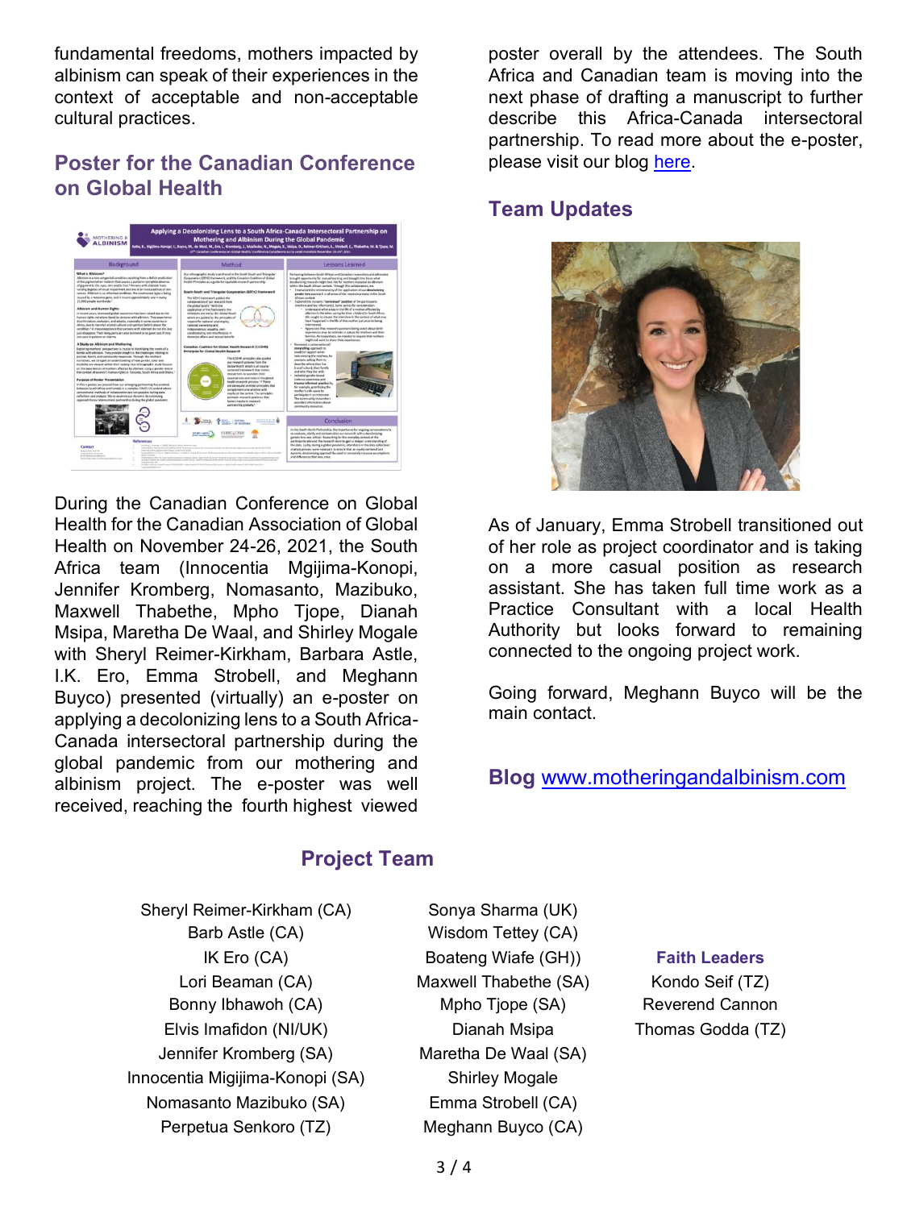fundamental freedoms, mothers impacted by albinism can speak of their experiences in the context of acceptable and non-acceptable cultural practices.

## Poster for the Canadian Conference on Global Health

During the Canadian Conference on Global Health for the Canadian Association of Global Health on November 24-26, 2021, the South Africa team (Innocentia Mgijima-Konopi, Jennifer Kromberg, Nomasanto, Mazibuko, Maxwell Thabethe, Mpho Tjope, Dianah Msipa, Maretha De Waal, and Shirley Mogale with Sheryl Reimer-Kirkham, Barbara Astle, I.K. Ero, Emma Strobell, and Meghann Buyco) presented (virtually) an e-poster on applying a decolonizing lens to a South Africa-Canada intersectoral partnership during the global pandemic from our mothering and albinism project. The e-poster was well received, reaching the fourth highest viewed poster overall by the attendees. The South Africa and Canadian team is moving into the next phase of drafting a manuscript to further describe this Africa-Canada intersectoral partnership. To read more about the e-poster, please visit our blog [here](#).

## Team Updates

As of January, Emma Strobell transitioned out of her role as project coordinator and is taking on a more casual position as research assistant. She has taken full time work as a Practice Consultant with a local Health Authority but looks forward to remaining connected to the ongoing project work.

Going forward, Meghann Buyco will be the main contact.

## Blog [www.motheringandalbinism.com](http://www.motheringandalbinism.com)

## Project Team

Sheryl Reimer-Kirkham (CA)
Barb Astle (CA)
IK Ero (CA)
Lori Beaman (CA)
Bonny Ibhawoh (CA)
Elvis Imafidon (NI/UK)
Jennifer Kromberg (SA)
Innocentia Migijima-Konopi (SA)
Nomasanto Mazibuko (SA)
Perpetua Senkoro (TZ)

Sonya Sharma (UK)
Wisdom Tettey (CA)
Boateng Wiafe (GH))
Maxwell Thabethe (SA)
Mpho Tjope (SA)
Dianah Msipa
Maretha De Waal (SA)
Shirley Mogale
Emma Strobell (CA)
Meghann Buyco (CA)

**Faith Leaders**

Kondo Seif (TZ)
Reverend Cannon
Thomas Godda (TZ)